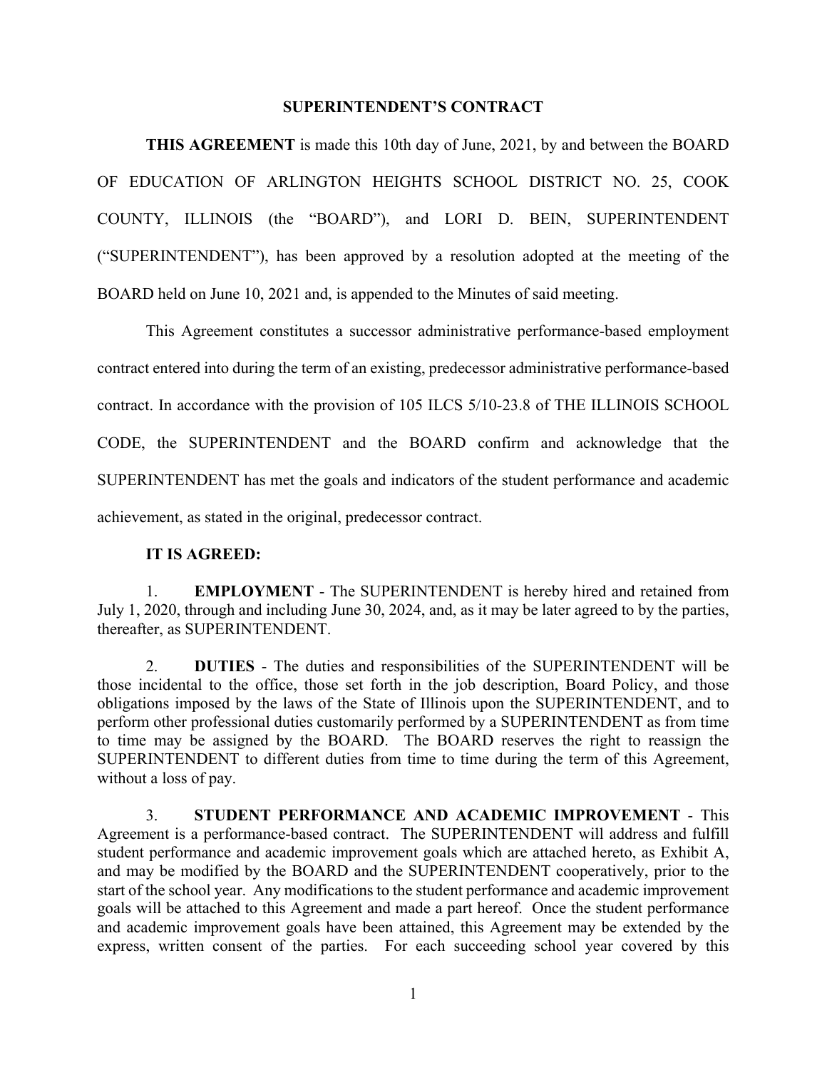# SUPERINTENDENT'S CONTRACT

**THIS AGREEMENT** is made this 10th day of June, 2021, by and between the BOARD OF EDUCATION OF ARLINGTON HEIGHTS SCHOOL DISTRICT NO. 25, COOK COUNTY, ILLINOIS (the "BOARD"), and LORI D. BEIN, SUPERINTENDENT ("SUPERINTENDENT"), has been approved by a resolution adopted at the meeting of the BOARD held on June 10, 2021 and, is appended to the Minutes of said meeting.

This Agreement constitutes a successor administrative performance-based employment contract entered into during the term of an existing, predecessor administrative performance-based contract. In accordance with the provision of 105 ILCS 5/10-23.8 of THE ILLINOIS SCHOOL CODE, the SUPERINTENDENT and the BOARD confirm and acknowledge that the SUPERINTENDENT has met the goals and indicators of the student performance and academic achievement, as stated in the original, predecessor contract.

**IT IS AGREED:**

1. **EMPLOYMENT** - The SUPERINTENDENT is hereby hired and retained from July 1, 2020, through and including June 30, 2024, and, as it may be later agreed to by the parties, thereafter, as SUPERINTENDENT.

2. **DUTIES** - The duties and responsibilities of the SUPERINTENDENT will be those incidental to the office, those set forth in the job description, Board Policy, and those obligations imposed by the laws of the State of Illinois upon the SUPERINTENDENT, and to perform other professional duties customarily performed by a SUPERINTENDENT as from time to time may be assigned by the BOARD. The BOARD reserves the right to reassign the SUPERINTENDENT to different duties from time to time during the term of this Agreement, without a loss of pay.

3. **STUDENT PERFORMANCE AND ACADEMIC IMPROVEMENT** - This Agreement is a performance-based contract. The SUPERINTENDENT will address and fulfill student performance and academic improvement goals which are attached hereto, as Exhibit A, and may be modified by the BOARD and the SUPERINTENDENT cooperatively, prior to the start of the school year. Any modifications to the student performance and academic improvement goals will be attached to this Agreement and made a part hereof. Once the student performance and academic improvement goals have been attained, this Agreement may be extended by the express, written consent of the parties. For each succeeding school year covered by this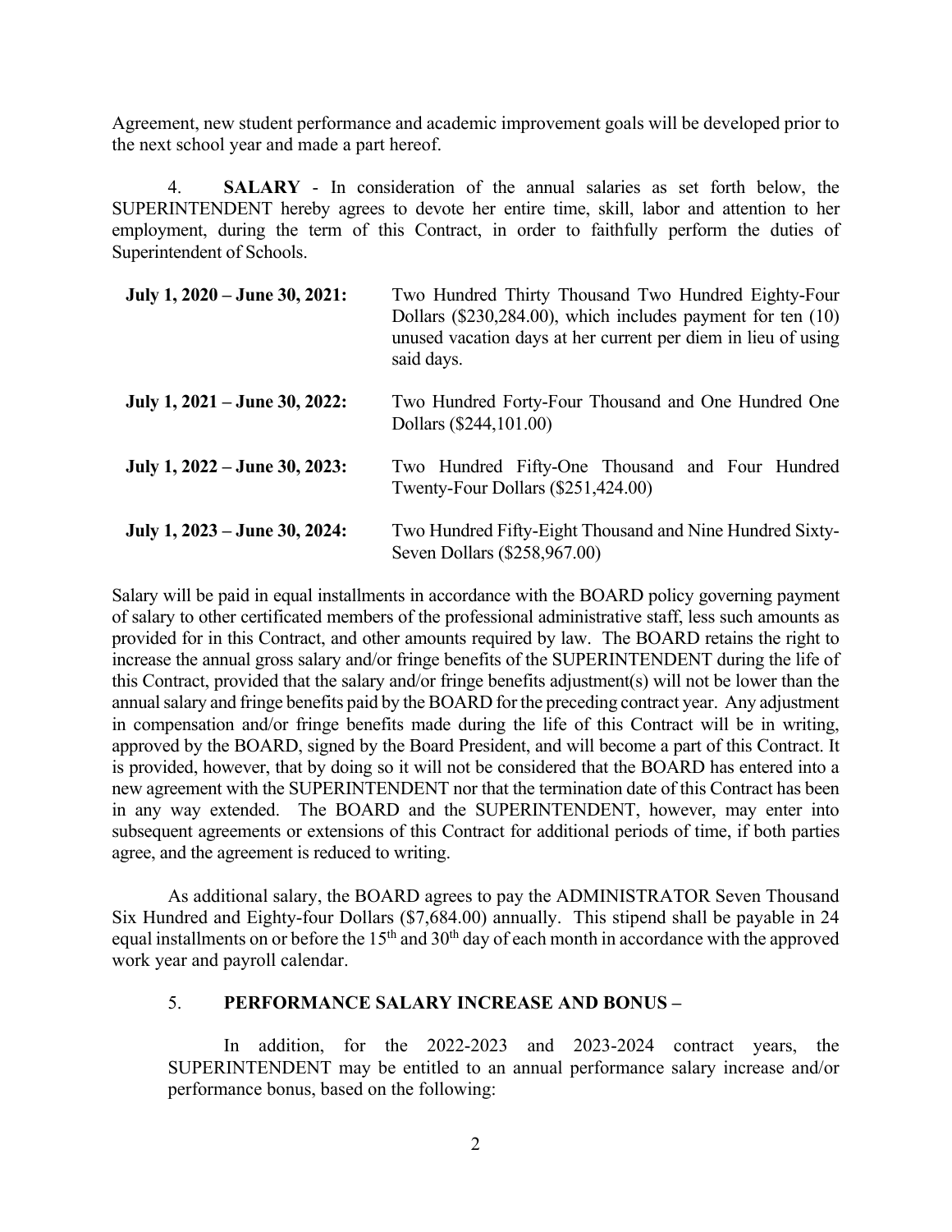Agreement, new student performance and academic improvement goals will be developed prior to the next school year and made a part hereof.

4. **SALARY** - In consideration of the annual salaries as set forth below, the SUPERINTENDENT hereby agrees to devote her entire time, skill, labor and attention to her employment, during the term of this Contract, in order to faithfully perform the duties of Superintendent of Schools.

| | |
|---|---|
| **July 1, 2020 – June 30, 2021:** | Two Hundred Thirty Thousand Two Hundred Eighty-Four Dollars ($230,284.00), which includes payment for ten (10) unused vacation days at her current per diem in lieu of using said days. |
| **July 1, 2021 – June 30, 2022:** | Two Hundred Forty-Four Thousand and One Hundred One Dollars ($244,101.00) |
| **July 1, 2022 – June 30, 2023:** | Two Hundred Fifty-One Thousand and Four Hundred Twenty-Four Dollars ($251,424.00) |
| **July 1, 2023 – June 30, 2024:** | Two Hundred Fifty-Eight Thousand and Nine Hundred Sixty-Seven Dollars ($258,967.00) |

Salary will be paid in equal installments in accordance with the BOARD policy governing payment of salary to other certificated members of the professional administrative staff, less such amounts as provided for in this Contract, and other amounts required by law. The BOARD retains the right to increase the annual gross salary and/or fringe benefits of the SUPERINTENDENT during the life of this Contract, provided that the salary and/or fringe benefits adjustment(s) will not be lower than the annual salary and fringe benefits paid by the BOARD for the preceding contract year. Any adjustment in compensation and/or fringe benefits made during the life of this Contract will be in writing, approved by the BOARD, signed by the Board President, and will become a part of this Contract. It is provided, however, that by doing so it will not be considered that the BOARD has entered into a new agreement with the SUPERINTENDENT nor that the termination date of this Contract has been in any way extended. The BOARD and the SUPERINTENDENT, however, may enter into subsequent agreements or extensions of this Contract for additional periods of time, if both parties agree, and the agreement is reduced to writing.

As additional salary, the BOARD agrees to pay the ADMINISTRATOR Seven Thousand Six Hundred and Eighty-four Dollars ($7,684.00) annually. This stipend shall be payable in 24 equal installments on or before the 15th and 30th day of each month in accordance with the approved work year and payroll calendar.

5. **PERFORMANCE SALARY INCREASE AND BONUS –**

In addition, for the 2022-2023 and 2023-2024 contract years, the SUPERINTENDENT may be entitled to an annual performance salary increase and/or performance bonus, based on the following: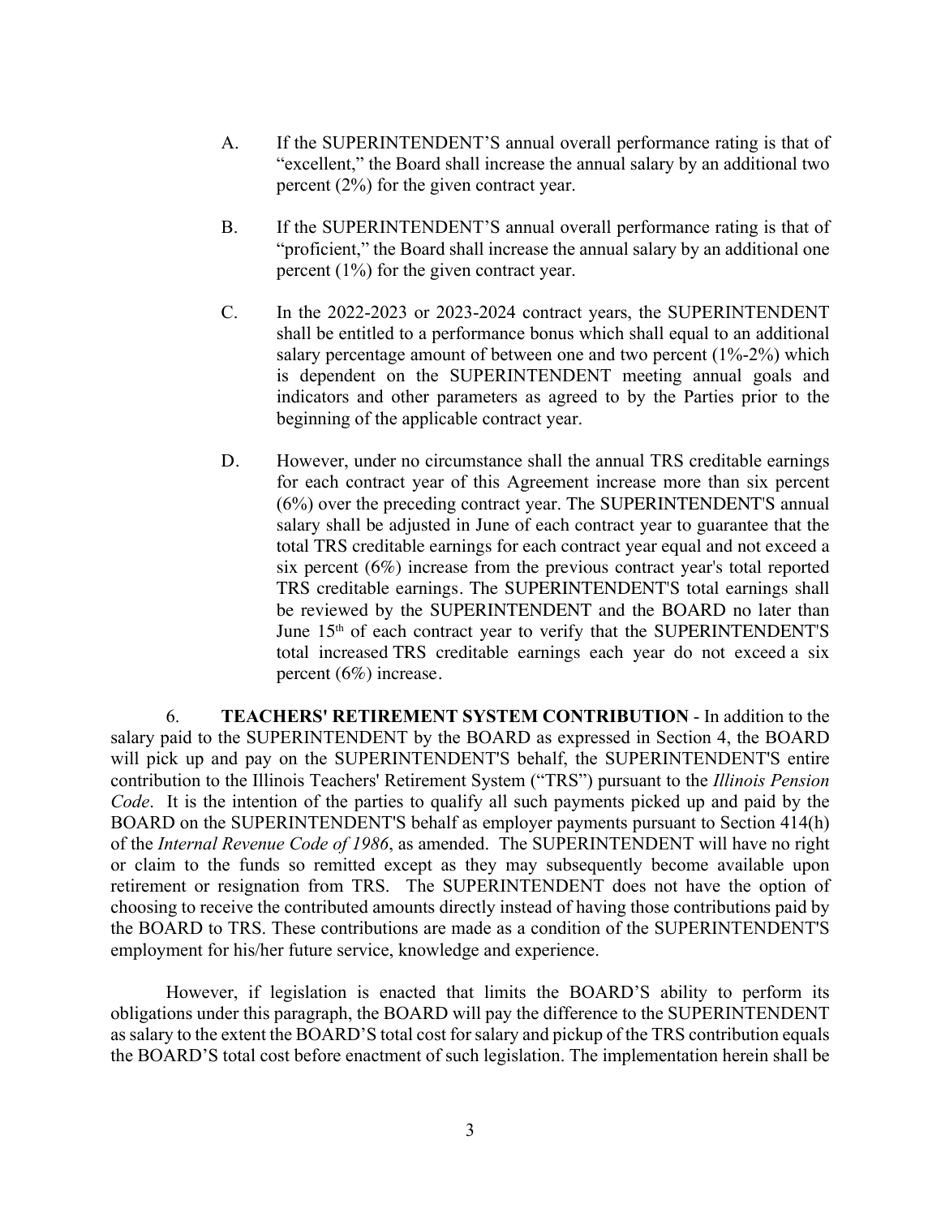A. If the SUPERINTENDENT'S annual overall performance rating is that of "excellent," the Board shall increase the annual salary by an additional two percent (2%) for the given contract year.

B. If the SUPERINTENDENT'S annual overall performance rating is that of "proficient," the Board shall increase the annual salary by an additional one percent (1%) for the given contract year.

C. In the 2022-2023 or 2023-2024 contract years, the SUPERINTENDENT shall be entitled to a performance bonus which shall equal to an additional salary percentage amount of between one and two percent (1%-2%) which is dependent on the SUPERINTENDENT meeting annual goals and indicators and other parameters as agreed to by the Parties prior to the beginning of the applicable contract year.

D. However, under no circumstance shall the annual TRS creditable earnings for each contract year of this Agreement increase more than six percent (6%) over the preceding contract year. The SUPERINTENDENT'S annual salary shall be adjusted in June of each contract year to guarantee that the total TRS creditable earnings for each contract year equal and not exceed a six percent (6%) increase from the previous contract year's total reported TRS creditable earnings. The SUPERINTENDENT'S total earnings shall be reviewed by the SUPERINTENDENT and the BOARD no later than June 15th of each contract year to verify that the SUPERINTENDENT'S total increased TRS creditable earnings each year do not exceed a six percent (6%) increase.

6. **TEACHERS' RETIREMENT SYSTEM CONTRIBUTION** - In addition to the salary paid to the SUPERINTENDENT by the BOARD as expressed in Section 4, the BOARD will pick up and pay on the SUPERINTENDENT'S behalf, the SUPERINTENDENT'S entire contribution to the Illinois Teachers' Retirement System ("TRS") pursuant to the *Illinois Pension Code*. It is the intention of the parties to qualify all such payments picked up and paid by the BOARD on the SUPERINTENDENT'S behalf as employer payments pursuant to Section 414(h) of the *Internal Revenue Code of 1986*, as amended. The SUPERINTENDENT will have no right or claim to the funds so remitted except as they may subsequently become available upon retirement or resignation from TRS. The SUPERINTENDENT does not have the option of choosing to receive the contributed amounts directly instead of having those contributions paid by the BOARD to TRS. These contributions are made as a condition of the SUPERINTENDENT'S employment for his/her future service, knowledge and experience.

However, if legislation is enacted that limits the BOARD'S ability to perform its obligations under this paragraph, the BOARD will pay the difference to the SUPERINTENDENT as salary to the extent the BOARD'S total cost for salary and pickup of the TRS contribution equals the BOARD'S total cost before enactment of such legislation. The implementation herein shall be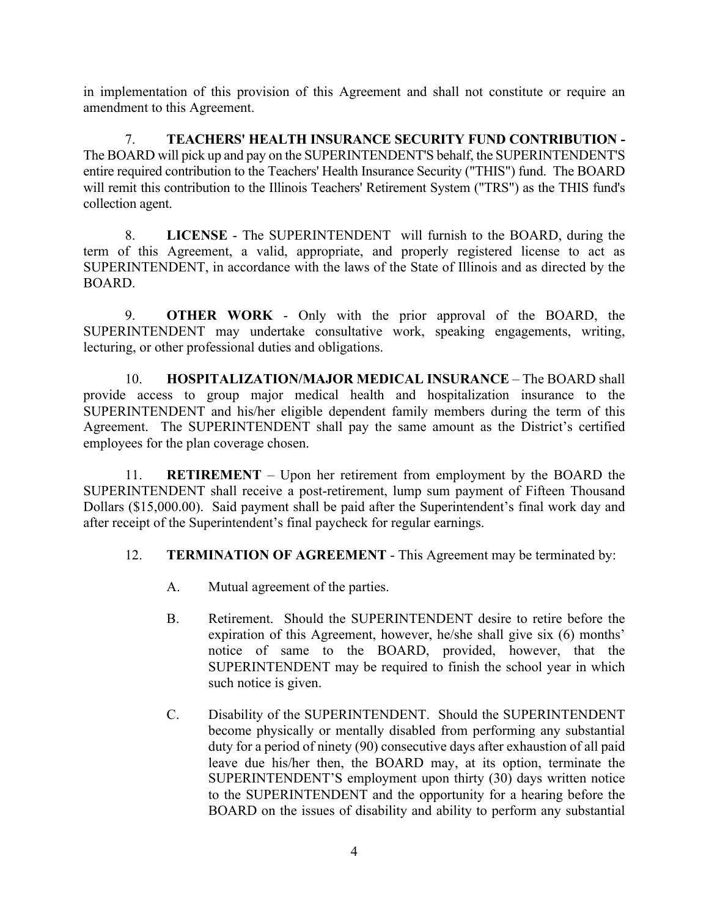in implementation of this provision of this Agreement and shall not constitute or require an amendment to this Agreement.

7. **TEACHERS' HEALTH INSURANCE SECURITY FUND CONTRIBUTION -** The BOARD will pick up and pay on the SUPERINTENDENT'S behalf, the SUPERINTENDENT'S entire required contribution to the Teachers' Health Insurance Security ("THIS") fund. The BOARD will remit this contribution to the Illinois Teachers' Retirement System ("TRS") as the THIS fund's collection agent.

8. **LICENSE** - The SUPERINTENDENT will furnish to the BOARD, during the term of this Agreement, a valid, appropriate, and properly registered license to act as SUPERINTENDENT, in accordance with the laws of the State of Illinois and as directed by the BOARD.

9. **OTHER WORK** - Only with the prior approval of the BOARD, the SUPERINTENDENT may undertake consultative work, speaking engagements, writing, lecturing, or other professional duties and obligations.

10. **HOSPITALIZATION/MAJOR MEDICAL INSURANCE** – The BOARD shall provide access to group major medical health and hospitalization insurance to the SUPERINTENDENT and his/her eligible dependent family members during the term of this Agreement. The SUPERINTENDENT shall pay the same amount as the District's certified employees for the plan coverage chosen.

11. **RETIREMENT** – Upon her retirement from employment by the BOARD the SUPERINTENDENT shall receive a post-retirement, lump sum payment of Fifteen Thousand Dollars ($15,000.00). Said payment shall be paid after the Superintendent's final work day and after receipt of the Superintendent's final paycheck for regular earnings.

12. **TERMINATION OF AGREEMENT** - This Agreement may be terminated by:

A. Mutual agreement of the parties.

B. Retirement. Should the SUPERINTENDENT desire to retire before the expiration of this Agreement, however, he/she shall give six (6) months' notice of same to the BOARD, provided, however, that the SUPERINTENDENT may be required to finish the school year in which such notice is given.

C. Disability of the SUPERINTENDENT. Should the SUPERINTENDENT become physically or mentally disabled from performing any substantial duty for a period of ninety (90) consecutive days after exhaustion of all paid leave due his/her then, the BOARD may, at its option, terminate the SUPERINTENDENT'S employment upon thirty (30) days written notice to the SUPERINTENDENT and the opportunity for a hearing before the BOARD on the issues of disability and ability to perform any substantial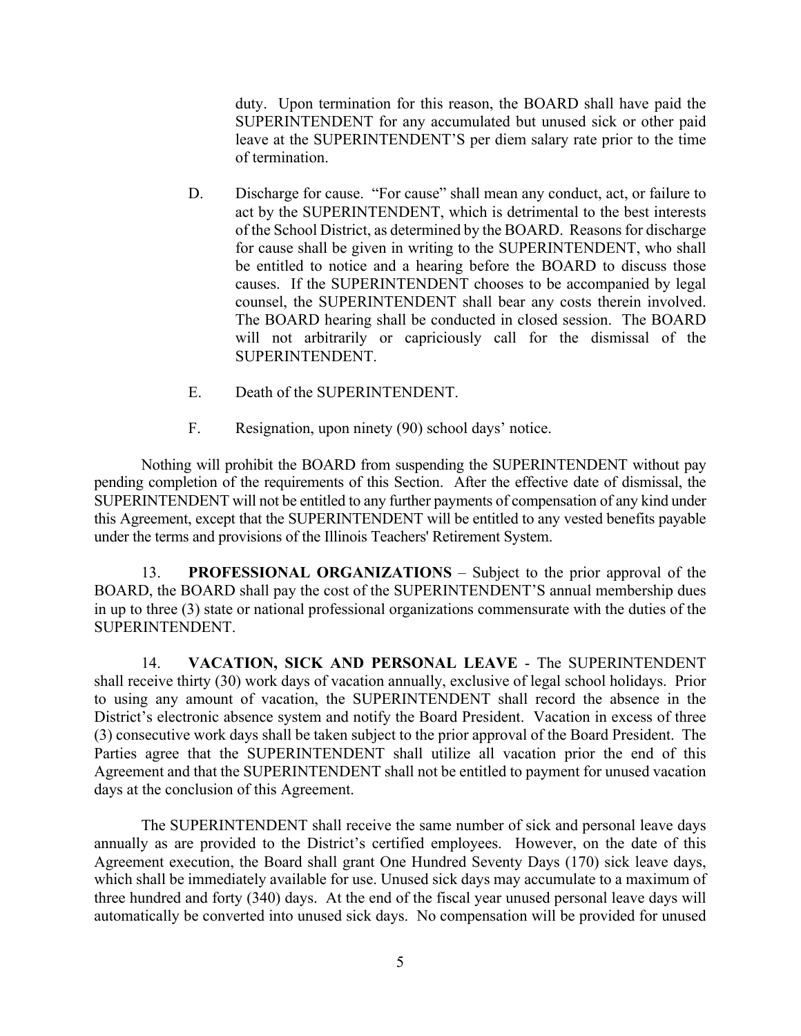duty. Upon termination for this reason, the BOARD shall have paid the SUPERINTENDENT for any accumulated but unused sick or other paid leave at the SUPERINTENDENT'S per diem salary rate prior to the time of termination.

D. Discharge for cause. "For cause" shall mean any conduct, act, or failure to act by the SUPERINTENDENT, which is detrimental to the best interests of the School District, as determined by the BOARD. Reasons for discharge for cause shall be given in writing to the SUPERINTENDENT, who shall be entitled to notice and a hearing before the BOARD to discuss those causes. If the SUPERINTENDENT chooses to be accompanied by legal counsel, the SUPERINTENDENT shall bear any costs therein involved. The BOARD hearing shall be conducted in closed session. The BOARD will not arbitrarily or capriciously call for the dismissal of the SUPERINTENDENT.

E. Death of the SUPERINTENDENT.

F. Resignation, upon ninety (90) school days' notice.

Nothing will prohibit the BOARD from suspending the SUPERINTENDENT without pay pending completion of the requirements of this Section. After the effective date of dismissal, the SUPERINTENDENT will not be entitled to any further payments of compensation of any kind under this Agreement, except that the SUPERINTENDENT will be entitled to any vested benefits payable under the terms and provisions of the Illinois Teachers' Retirement System.

13. **PROFESSIONAL ORGANIZATIONS** – Subject to the prior approval of the BOARD, the BOARD shall pay the cost of the SUPERINTENDENT'S annual membership dues in up to three (3) state or national professional organizations commensurate with the duties of the SUPERINTENDENT.

14. **VACATION, SICK AND PERSONAL LEAVE** - The SUPERINTENDENT shall receive thirty (30) work days of vacation annually, exclusive of legal school holidays. Prior to using any amount of vacation, the SUPERINTENDENT shall record the absence in the District's electronic absence system and notify the Board President. Vacation in excess of three (3) consecutive work days shall be taken subject to the prior approval of the Board President. The Parties agree that the SUPERINTENDENT shall utilize all vacation prior the end of this Agreement and that the SUPERINTENDENT shall not be entitled to payment for unused vacation days at the conclusion of this Agreement.

The SUPERINTENDENT shall receive the same number of sick and personal leave days annually as are provided to the District's certified employees. However, on the date of this Agreement execution, the Board shall grant One Hundred Seventy Days (170) sick leave days, which shall be immediately available for use. Unused sick days may accumulate to a maximum of three hundred and forty (340) days. At the end of the fiscal year unused personal leave days will automatically be converted into unused sick days. No compensation will be provided for unused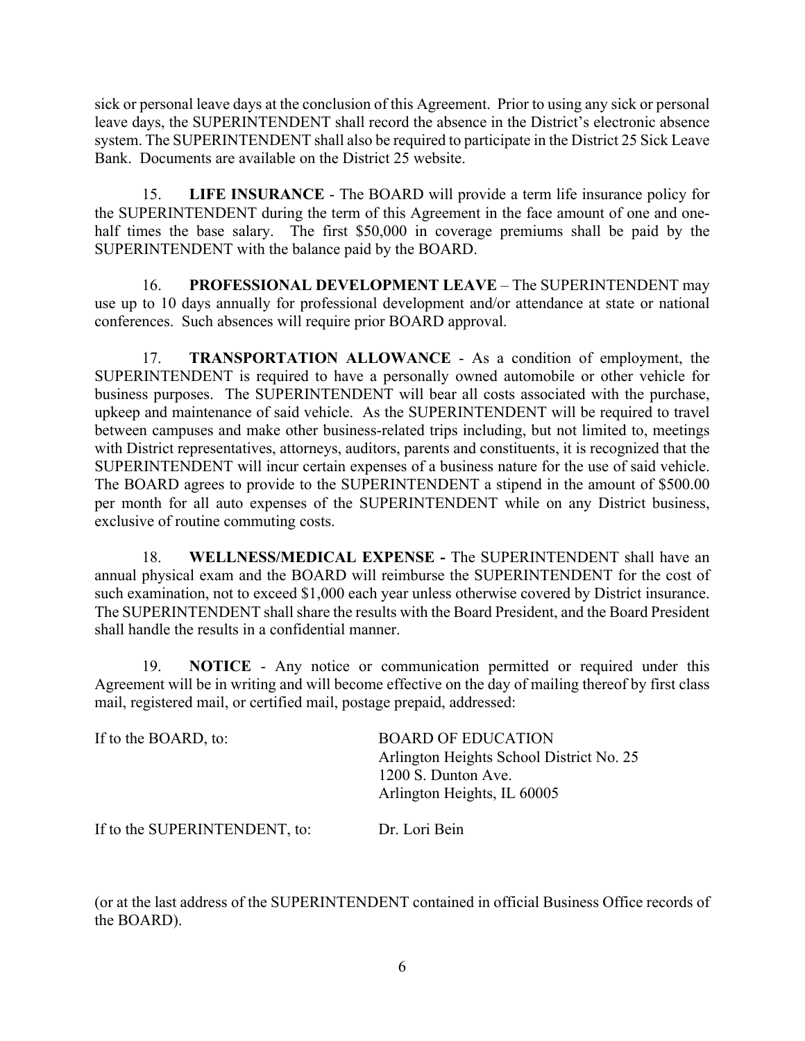sick or personal leave days at the conclusion of this Agreement. Prior to using any sick or personal leave days, the SUPERINTENDENT shall record the absence in the District's electronic absence system. The SUPERINTENDENT shall also be required to participate in the District 25 Sick Leave Bank. Documents are available on the District 25 website.

15. **LIFE INSURANCE** - The BOARD will provide a term life insurance policy for the SUPERINTENDENT during the term of this Agreement in the face amount of one and one-half times the base salary. The first $50,000 in coverage premiums shall be paid by the SUPERINTENDENT with the balance paid by the BOARD.

16. **PROFESSIONAL DEVELOPMENT LEAVE** – The SUPERINTENDENT may use up to 10 days annually for professional development and/or attendance at state or national conferences. Such absences will require prior BOARD approval.

17. **TRANSPORTATION ALLOWANCE** - As a condition of employment, the SUPERINTENDENT is required to have a personally owned automobile or other vehicle for business purposes. The SUPERINTENDENT will bear all costs associated with the purchase, upkeep and maintenance of said vehicle. As the SUPERINTENDENT will be required to travel between campuses and make other business-related trips including, but not limited to, meetings with District representatives, attorneys, auditors, parents and constituents, it is recognized that the SUPERINTENDENT will incur certain expenses of a business nature for the use of said vehicle. The BOARD agrees to provide to the SUPERINTENDENT a stipend in the amount of $500.00 per month for all auto expenses of the SUPERINTENDENT while on any District business, exclusive of routine commuting costs.

18. **WELLNESS/MEDICAL EXPENSE -** The SUPERINTENDENT shall have an annual physical exam and the BOARD will reimburse the SUPERINTENDENT for the cost of such examination, not to exceed $1,000 each year unless otherwise covered by District insurance. The SUPERINTENDENT shall share the results with the Board President, and the Board President shall handle the results in a confidential manner.

19. **NOTICE** - Any notice or communication permitted or required under this Agreement will be in writing and will become effective on the day of mailing thereof by first class mail, registered mail, or certified mail, postage prepaid, addressed:

If to the BOARD, to:

BOARD OF EDUCATION
Arlington Heights School District No. 25
1200 S. Dunton Ave.
Arlington Heights, IL 60005

If to the SUPERINTENDENT, to:

Dr. Lori Bein

(or at the last address of the SUPERINTENDENT contained in official Business Office records of the BOARD).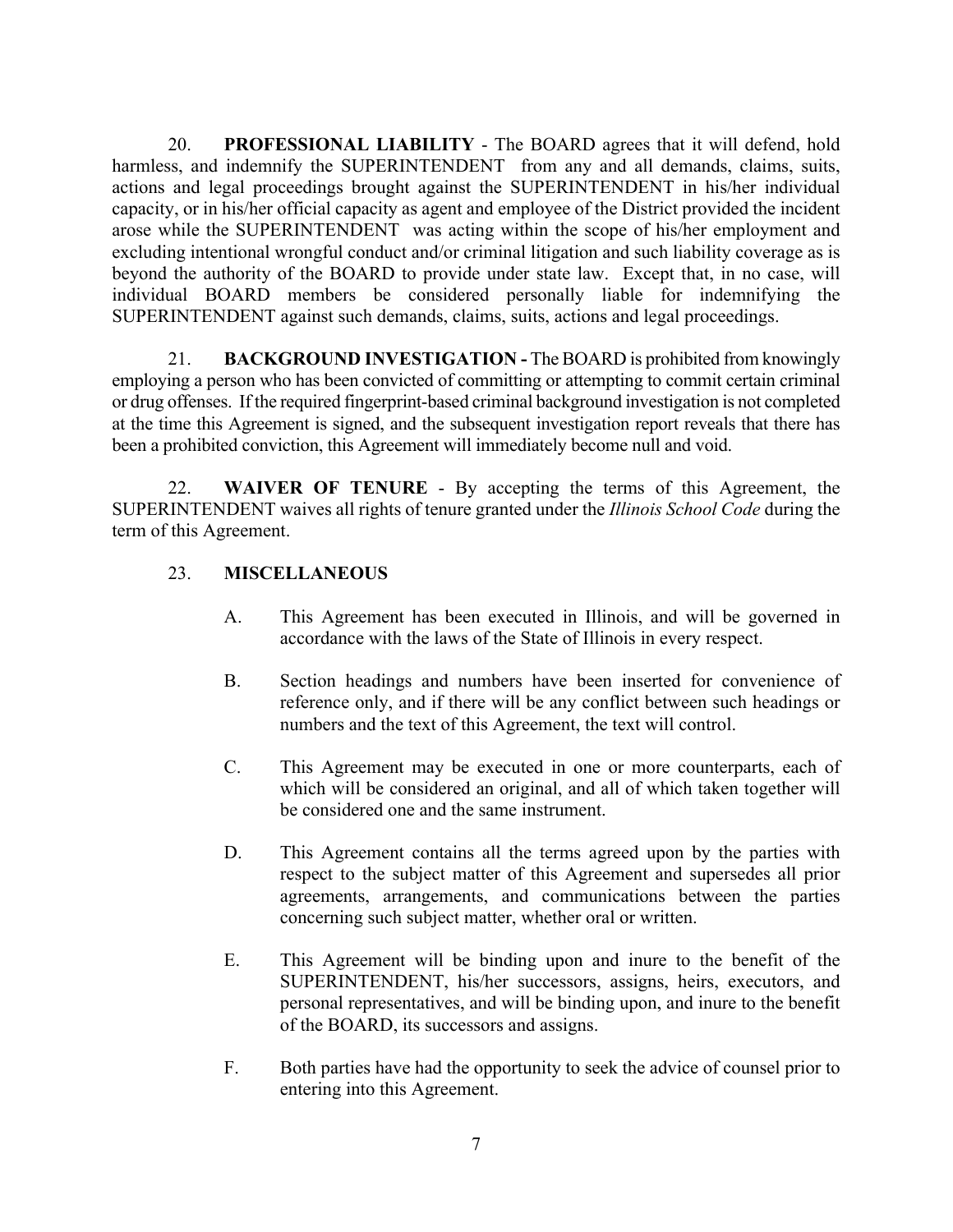20. **PROFESSIONAL LIABILITY** - The BOARD agrees that it will defend, hold harmless, and indemnify the SUPERINTENDENT from any and all demands, claims, suits, actions and legal proceedings brought against the SUPERINTENDENT in his/her individual capacity, or in his/her official capacity as agent and employee of the District provided the incident arose while the SUPERINTENDENT was acting within the scope of his/her employment and excluding intentional wrongful conduct and/or criminal litigation and such liability coverage as is beyond the authority of the BOARD to provide under state law. Except that, in no case, will individual BOARD members be considered personally liable for indemnifying the SUPERINTENDENT against such demands, claims, suits, actions and legal proceedings.

21. **BACKGROUND INVESTIGATION -** The BOARD is prohibited from knowingly employing a person who has been convicted of committing or attempting to commit certain criminal or drug offenses. If the required fingerprint-based criminal background investigation is not completed at the time this Agreement is signed, and the subsequent investigation report reveals that there has been a prohibited conviction, this Agreement will immediately become null and void.

22. **WAIVER OF TENURE** - By accepting the terms of this Agreement, the SUPERINTENDENT waives all rights of tenure granted under the *Illinois School Code* during the term of this Agreement.

23. **MISCELLANEOUS**

A. This Agreement has been executed in Illinois, and will be governed in accordance with the laws of the State of Illinois in every respect.

B. Section headings and numbers have been inserted for convenience of reference only, and if there will be any conflict between such headings or numbers and the text of this Agreement, the text will control.

C. This Agreement may be executed in one or more counterparts, each of which will be considered an original, and all of which taken together will be considered one and the same instrument.

D. This Agreement contains all the terms agreed upon by the parties with respect to the subject matter of this Agreement and supersedes all prior agreements, arrangements, and communications between the parties concerning such subject matter, whether oral or written.

E. This Agreement will be binding upon and inure to the benefit of the SUPERINTENDENT, his/her successors, assigns, heirs, executors, and personal representatives, and will be binding upon, and inure to the benefit of the BOARD, its successors and assigns.

F. Both parties have had the opportunity to seek the advice of counsel prior to entering into this Agreement.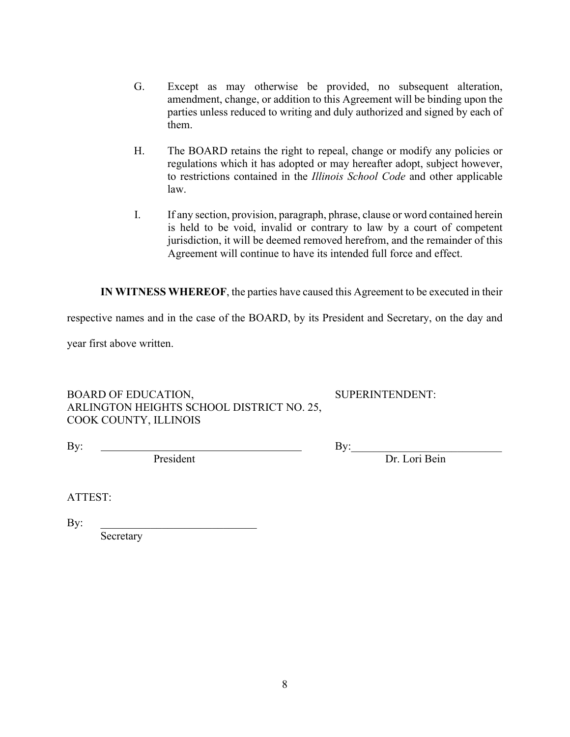G. Except as may otherwise be provided, no subsequent alteration, amendment, change, or addition to this Agreement will be binding upon the parties unless reduced to writing and duly authorized and signed by each of them.

H. The BOARD retains the right to repeal, change or modify any policies or regulations which it has adopted or may hereafter adopt, subject however, to restrictions contained in the *Illinois School Code* and other applicable law.

I. If any section, provision, paragraph, phrase, clause or word contained herein is held to be void, invalid or contrary to law by a court of competent jurisdiction, it will be deemed removed herefrom, and the remainder of this Agreement will continue to have its intended full force and effect.

**IN WITNESS WHEREOF**, the parties have caused this Agreement to be executed in their respective names and in the case of the BOARD, by its President and Secretary, on the day and year first above written.

BOARD OF EDUCATION,
ARLINGTON HEIGHTS SCHOOL DISTRICT NO. 25,
COOK COUNTY, ILLINOIS

By: ____________________________________
President

SUPERINTENDENT:

By: ___________________________
Dr. Lori Bein

ATTEST:

By: ____________________________
Secretary